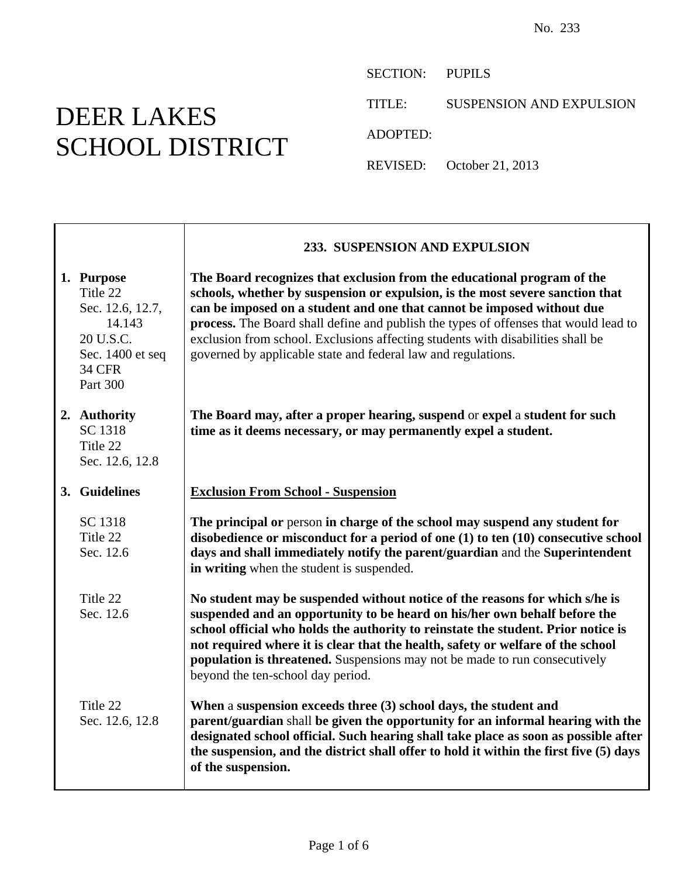No. 233

# DEER LAKES SCHOOL DISTRICT

SECTION: PUPILS

TITLE: SUSPENSION AND EXPULSION

ADOPTED:

REVISED: October 21, 2013

## 233. SUSPENSION AND EXPULSION

**1. Purpose**
Title 22
Sec. 12.6, 12.7, 14.143
20 U.S.C.
Sec. 1400 et seq
34 CFR
Part 300

**The Board recognizes that exclusion from the educational program of the schools, whether by suspension or expulsion, is the most severe sanction that can be imposed on a student and one that cannot be imposed without due process.** The Board shall define and publish the types of offenses that would lead to exclusion from school. Exclusions affecting students with disabilities shall be governed by applicable state and federal law and regulations.

**2. Authority**
SC 1318
Title 22
Sec. 12.6, 12.8

**The Board may, after a proper hearing, suspend** or **expel** a **student for such time as it deems necessary, or may permanently expel a student.**

**3. Guidelines**

**<u>Exclusion From School - Suspension</u>**

SC 1318
Title 22
Sec. 12.6

**The principal or** person **in charge of the school may suspend any student for disobedience or misconduct for a period of one (1) to ten (10) consecutive school days and shall immediately notify the parent/guardian** and the **Superintendent in writing** when the student is suspended.

Title 22
Sec. 12.6

**No student may be suspended without notice of the reasons for which s/he is suspended and an opportunity to be heard on his/her own behalf before the school official who holds the authority to reinstate the student. Prior notice is not required where it is clear that the health, safety or welfare of the school population is threatened.** Suspensions may not be made to run consecutively beyond the ten-school day period.

Title 22
Sec. 12.6, 12.8

**When** a **suspension exceeds three (3) school days, the student and parent/guardian** shall **be given the opportunity for an informal hearing with the designated school official. Such hearing shall take place as soon as possible after the suspension, and the district shall offer to hold it within the first five (5) days of the suspension.**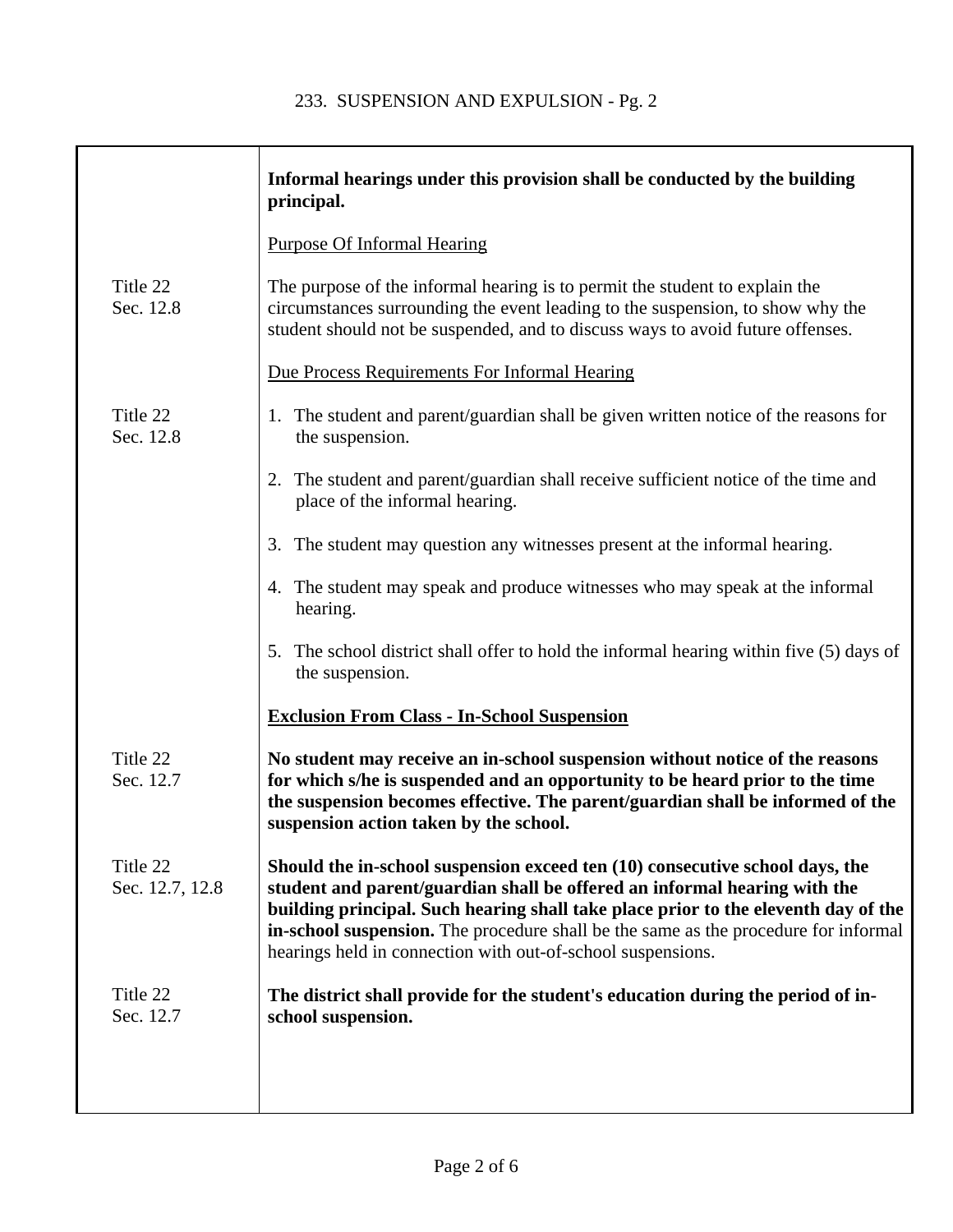| | |
|---|---|
| | **Informal hearings under this provision shall be conducted by the building principal.** |
| | <u>Purpose Of Informal Hearing</u> |
| Title 22 Sec. 12.8 | The purpose of the informal hearing is to permit the student to explain the circumstances surrounding the event leading to the suspension, to show why the student should not be suspended, and to discuss ways to avoid future offenses. |
| | <u>Due Process Requirements For Informal Hearing</u> |
| Title 22 Sec. 12.8 | 1. The student and parent/guardian shall be given written notice of the reasons for the suspension. |
| | 2. The student and parent/guardian shall receive sufficient notice of the time and place of the informal hearing. |
| | 3. The student may question any witnesses present at the informal hearing. |
| | 4. The student may speak and produce witnesses who may speak at the informal hearing. |
| | 5. The school district shall offer to hold the informal hearing within five (5) days of the suspension. |
| | **<u>Exclusion From Class - In-School Suspension</u>** |
| Title 22 Sec. 12.7 | **No student may receive an in-school suspension without notice of the reasons for which s/he is suspended and an opportunity to be heard prior to the time the suspension becomes effective. The parent/guardian shall be informed of the suspension action taken by the school.** |
| Title 22 Sec. 12.7, 12.8 | **Should the in-school suspension exceed ten (10) consecutive school days, the student and parent/guardian shall be offered an informal hearing with the building principal. Such hearing shall take place prior to the eleventh day of the in-school suspension.** The procedure shall be the same as the procedure for informal hearings held in connection with out-of-school suspensions. |
| Title 22 Sec. 12.7 | **The district shall provide for the student's education during the period of in-school suspension.** |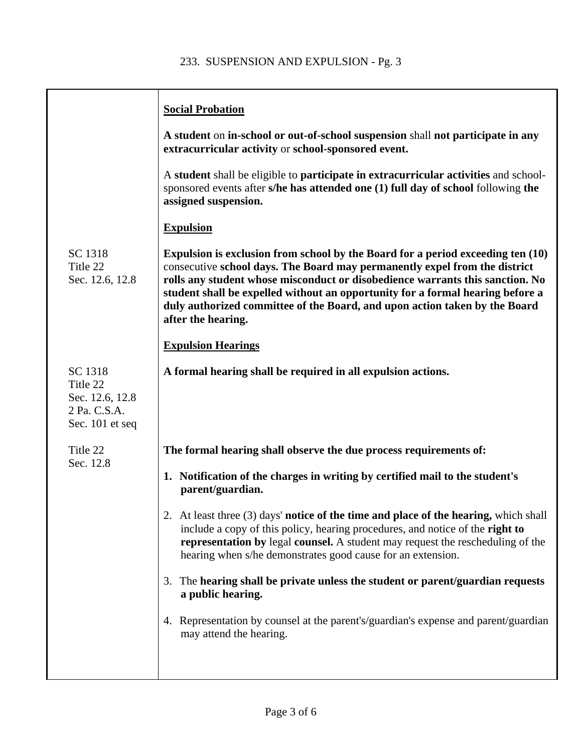**Social Probation**

**A student** on **in-school or out-of-school suspension** shall **not participate in any extracurricular activity** or **school-sponsored event.**

A **student** shall be eligible to **participate in extracurricular activities** and school-sponsored events after **s/he has attended one (1) full day of school** following **the assigned suspension.**

**Expulsion**

SC 1318
Title 22
Sec. 12.6, 12.8

**Expulsion is exclusion from school by the Board for a period exceeding ten (10)** consecutive **school days. The Board may permanently expel from the district rolls any student whose misconduct or disobedience warrants this sanction. No student shall be expelled without an opportunity for a formal hearing before a duly authorized committee of the Board, and upon action taken by the Board after the hearing.**

**Expulsion Hearings**

SC 1318
Title 22
Sec. 12.6, 12.8
2 Pa. C.S.A.
Sec. 101 et seq

**A formal hearing shall be required in all expulsion actions.**

Title 22
Sec. 12.8

**The formal hearing shall observe the due process requirements of:**

1. **Notification of the charges in writing by certified mail to the student's parent/guardian.**

2. At least three (3) days' **notice of the time and place of the hearing,** which shall include a copy of this policy, hearing procedures, and notice of the **right to representation by** legal **counsel.** A student may request the rescheduling of the hearing when s/he demonstrates good cause for an extension.

3. The **hearing shall be private unless the student or parent/guardian requests a public hearing.**

4. Representation by counsel at the parent's/guardian's expense and parent/guardian may attend the hearing.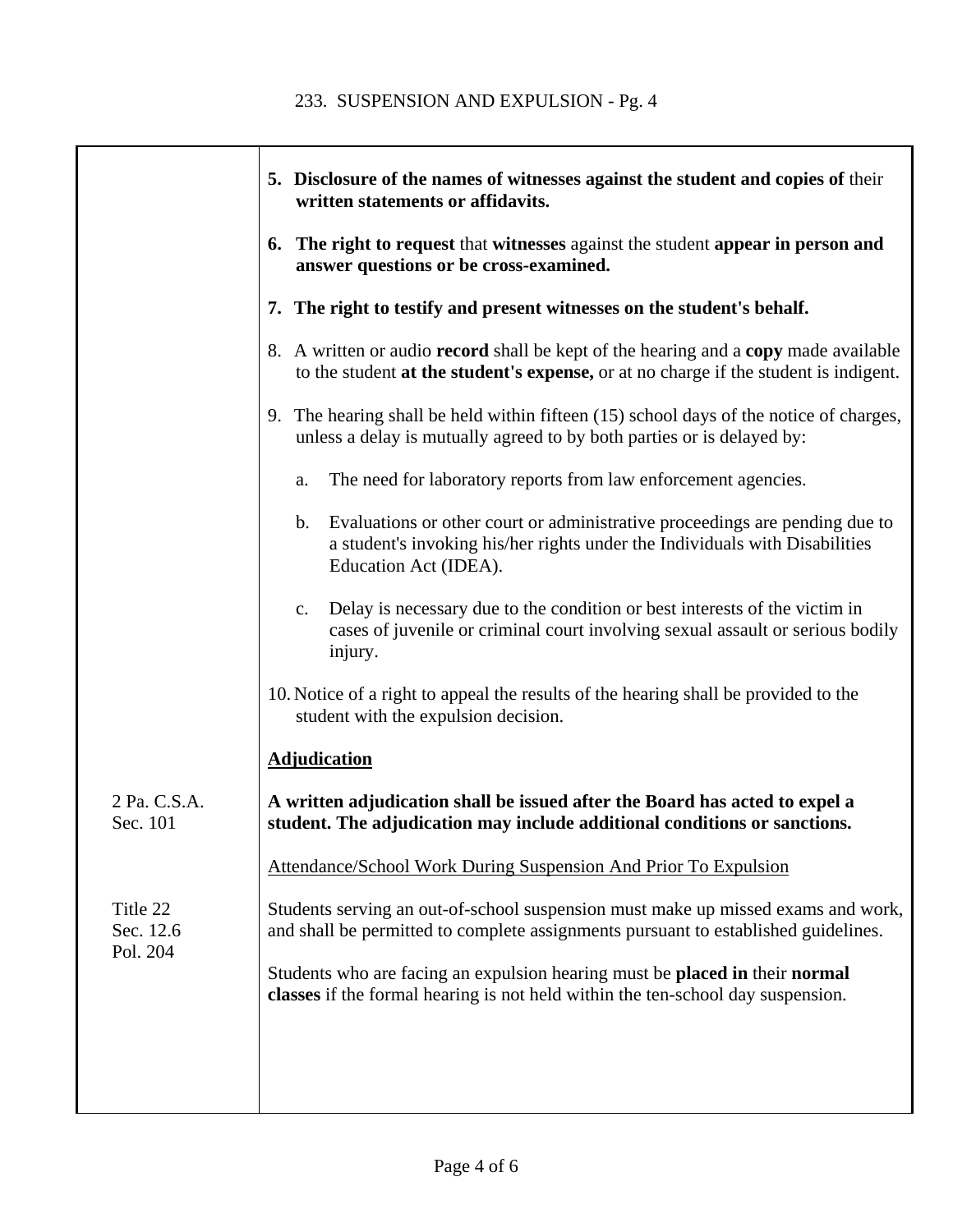5. **Disclosure of the names of witnesses against the student and copies of** their **written statements or affidavits.**

6. **The right to request** that **witnesses** against the student **appear in person and answer questions or be cross-examined.**

7. **The right to testify and present witnesses on the student's behalf.**

8. A written or audio **record** shall be kept of the hearing and a **copy** made available to the student **at the student's expense,** or at no charge if the student is indigent.

9. The hearing shall be held within fifteen (15) school days of the notice of charges, unless a delay is mutually agreed to by both parties or is delayed by:

   a. The need for laboratory reports from law enforcement agencies.

   b. Evaluations or other court or administrative proceedings are pending due to a student's invoking his/her rights under the Individuals with Disabilities Education Act (IDEA).

   c. Delay is necessary due to the condition or best interests of the victim in cases of juvenile or criminal court involving sexual assault or serious bodily injury.

10. Notice of a right to appeal the results of the hearing shall be provided to the student with the expulsion decision.

**Adjudication**

2 Pa. C.S.A. Sec. 101

**A written adjudication shall be issued after the Board has acted to expel a student. The adjudication may include additional conditions or sanctions.**

Attendance/School Work During Suspension And Prior To Expulsion

Title 22 Sec. 12.6 Pol. 204

Students serving an out-of-school suspension must make up missed exams and work, and shall be permitted to complete assignments pursuant to established guidelines.

Students who are facing an expulsion hearing must be **placed in** their **normal classes** if the formal hearing is not held within the ten-school day suspension.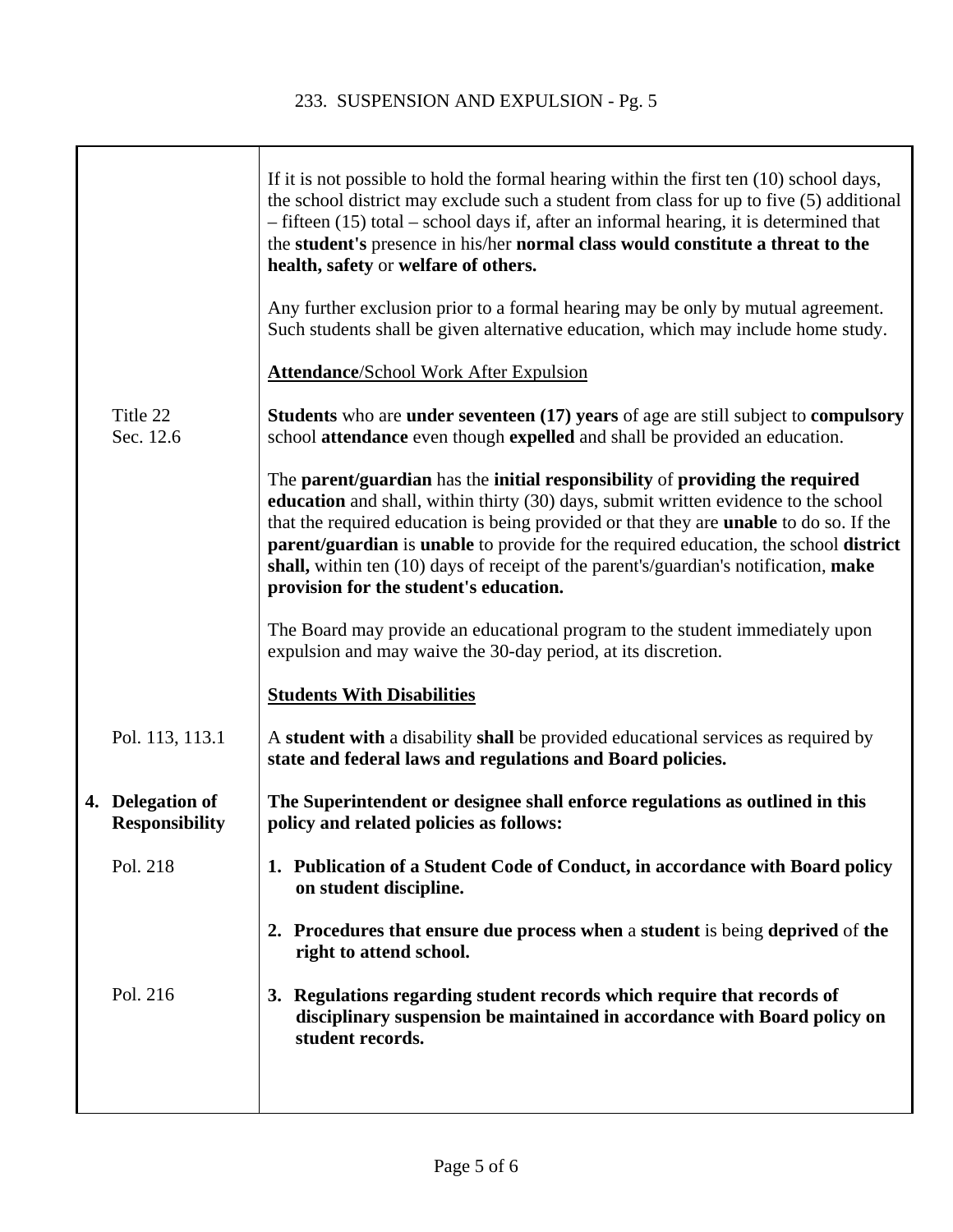If it is not possible to hold the formal hearing within the first ten (10) school days, the school district may exclude such a student from class for up to five (5) additional – fifteen (15) total – school days if, after an informal hearing, it is determined that the **student's** presence in his/her **normal class would constitute a threat to the health, safety** or **welfare of others.**

Any further exclusion prior to a formal hearing may be only by mutual agreement. Such students shall be given alternative education, which may include home study.

**Attendance**/School Work After Expulsion

Title 22 Sec. 12.6

**Students** who are **under seventeen (17) years** of age are still subject to **compulsory** school **attendance** even though **expelled** and shall be provided an education.

The **parent/guardian** has the **initial responsibility** of **providing the required education** and shall, within thirty (30) days, submit written evidence to the school that the required education is being provided or that they are **unable** to do so. If the **parent/guardian** is **unable** to provide for the required education, the school **district shall,** within ten (10) days of receipt of the parent's/guardian's notification, **make provision for the student's education.**

The Board may provide an educational program to the student immediately upon expulsion and may waive the 30-day period, at its discretion.

**Students With Disabilities**

Pol. 113, 113.1

A **student with** a disability **shall** be provided educational services as required by **state and federal laws and regulations and Board policies.**

## 4. Delegation of Responsibility

**The Superintendent or designee shall enforce regulations as outlined in this policy and related policies as follows:**

Pol. 218

1. **Publication of a Student Code of Conduct, in accordance with Board policy on student discipline.**

2. **Procedures that ensure due process when** a **student** is being **deprived** of **the right to attend school.**

Pol. 216

3. **Regulations regarding student records which require that records of disciplinary suspension be maintained in accordance with Board policy on student records.**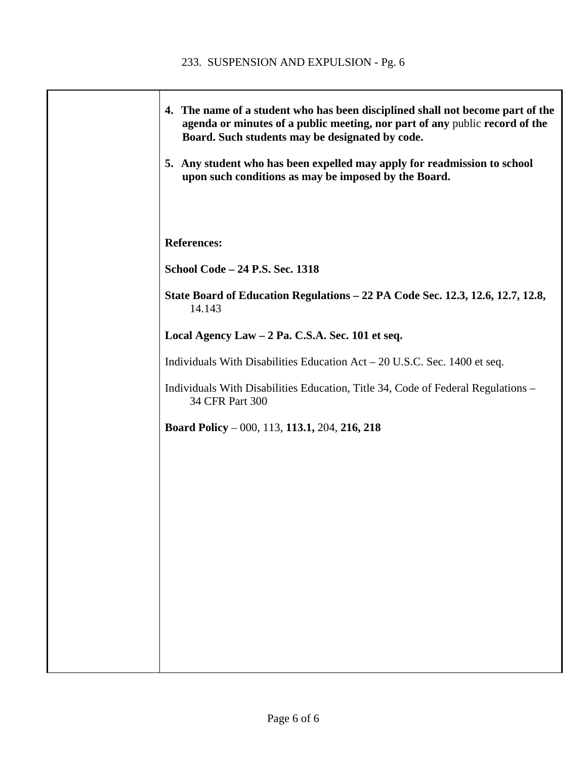4. **The name of a student who has been disciplined shall not become part of the agenda or minutes of a public meeting, nor part of any** public **record of the Board. Such students may be designated by code.**

5. **Any student who has been expelled may apply for readmission to school upon such conditions as may be imposed by the Board.**

**References:**

**School Code – 24 P.S. Sec. 1318**

**State Board of Education Regulations – 22 PA Code Sec. 12.3, 12.6, 12.7, 12.8,** 14.143

**Local Agency Law – 2 Pa. C.S.A. Sec. 101 et seq.**

Individuals With Disabilities Education Act – 20 U.S.C. Sec. 1400 et seq.

Individuals With Disabilities Education, Title 34, Code of Federal Regulations – 34 CFR Part 300

**Board Policy** – 000, 113, **113.1,** 204, **216, 218**